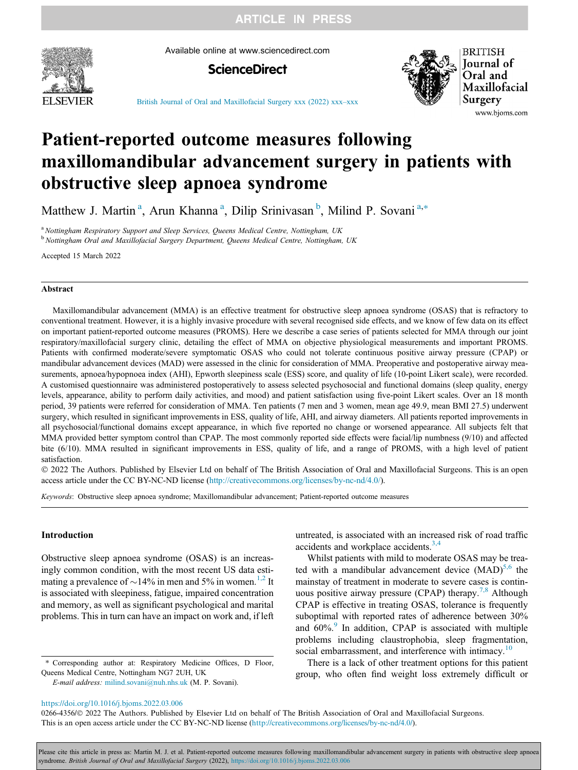# Patient-reported outcome measures following maxillomandibular advancement surgery in patients with obstructive sleep apnoea syndrome

Matthew J. Martin[a], Arun Khanna[a], Dilip Srinivasan[b], Milind P. Sovani[a,*]

[a] *Nottingham Respiratory Support and Sleep Services, Queens Medical Centre, Nottingham, UK*
[b] *Nottingham Oral and Maxillofacial Surgery Department, Queens Medical Centre, Nottingham, UK*

Accepted 15 March 2022

## Abstract

Maxillomandibular advancement (MMA) is an effective treatment for obstructive sleep apnoea syndrome (OSAS) that is refractory to conventional treatment. However, it is a highly invasive procedure with several recognised side effects, and we know of few data on its effect on important patient-reported outcome measures (PROMS). Here we describe a case series of patients selected for MMA through our joint respiratory/maxillofacial surgery clinic, detailing the effect of MMA on objective physiological measurements and important PROMS. Patients with confirmed moderate/severe symptomatic OSAS who could not tolerate continuous positive airway pressure (CPAP) or mandibular advancement devices (MAD) were assessed in the clinic for consideration of MMA. Preoperative and postoperative airway measurements, apnoea/hypopnoea index (AHI), Epworth sleepiness scale (ESS) score, and quality of life (10-point Likert scale), were recorded. A customised questionnaire was administered postoperatively to assess selected psychosocial and functional domains (sleep quality, energy levels, appearance, ability to perform daily activities, and mood) and patient satisfaction using five-point Likert scales. Over an 18 month period, 39 patients were referred for consideration of MMA. Ten patients (7 men and 3 women, mean age 49.9, mean BMI 27.5) underwent surgery, which resulted in significant improvements in ESS, quality of life, AHI, and airway diameters. All patients reported improvements in all psychosocial/functional domains except appearance, in which five reported no change or worsened appearance. All subjects felt that MMA provided better symptom control than CPAP. The most commonly reported side effects were facial/lip numbness (9/10) and affected bite (6/10). MMA resulted in significant improvements in ESS, quality of life, and a range of PROMS, with a high level of patient satisfaction.

© 2022 The Authors. Published by Elsevier Ltd on behalf of The British Association of Oral and Maxillofacial Surgeons. This is an open access article under the CC BY-NC-ND license (http://creativecommons.org/licenses/by-nc-nd/4.0/).

*Keywords*: Obstructive sleep apnoea syndrome; Maxillomandibular advancement; Patient-reported outcome measures

## Introduction

Obstructive sleep apnoea syndrome (OSAS) is an increasingly common condition, with the most recent US data estimating a prevalence of ~14% in men and 5% in women.[1,2] It is associated with sleepiness, fatigue, impaired concentration and memory, as well as significant psychological and marital problems. This in turn can have an impact on work and, if left untreated, is associated with an increased risk of road traffic accidents and workplace accidents.[3,4]

Whilst patients with mild to moderate OSAS may be treated with a mandibular advancement device (MAD)[5,6] the mainstay of treatment in moderate to severe cases is continuous positive airway pressure (CPAP) therapy.[7,8] Although CPAP is effective in treating OSAS, tolerance is frequently suboptimal with reported rates of adherence between 30% and 60%.[9] In addition, CPAP is associated with multiple problems including claustrophobia, sleep fragmentation, social embarrassment, and interference with intimacy.[10]

There is a lack of other treatment options for this patient group, who often find weight loss extremely difficult or

\* Corresponding author at: Respiratory Medicine Offices, D Floor, Queens Medical Centre, Nottingham NG7 2UH, UK

*E-mail address:* milind.sovani@nuh.nhs.uk (M. P. Sovani).

https://doi.org/10.1016/j.bjoms.2022.03.006

0266-4356/© 2022 The Authors. Published by Elsevier Ltd on behalf of The British Association of Oral and Maxillofacial Surgeons. This is an open access article under the CC BY-NC-ND license (http://creativecommons.org/licenses/by-nc-nd/4.0/).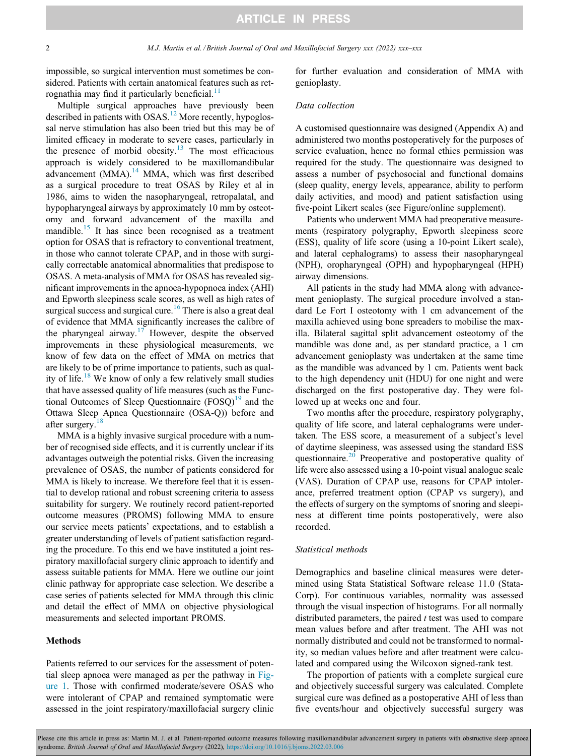impossible, so surgical intervention must sometimes be considered. Patients with certain anatomical features such as retrognathia may find it particularly beneficial.[11]

Multiple surgical approaches have previously been described in patients with OSAS.[12] More recently, hypoglossal nerve stimulation has also been tried but this may be of limited efficacy in moderate to severe cases, particularly in the presence of morbid obesity.[13] The most efficacious approach is widely considered to be maxillomandibular advancement (MMA).[14] MMA, which was first described as a surgical procedure to treat OSAS by Riley et al in 1986, aims to widen the nasopharyngeal, retropalatal, and hypopharyngeal airways by approximately 10 mm by osteotomy and forward advancement of the maxilla and mandible.[15] It has since been recognised as a treatment option for OSAS that is refractory to conventional treatment, in those who cannot tolerate CPAP, and in those with surgically correctable anatomical abnormalities that predispose to OSAS. A meta-analysis of MMA for OSAS has revealed significant improvements in the apnoea-hypopnoea index (AHI) and Epworth sleepiness scale scores, as well as high rates of surgical success and surgical cure.[16] There is also a great deal of evidence that MMA significantly increases the calibre of the pharyngeal airway.[17] However, despite the observed improvements in these physiological measurements, we know of few data on the effect of MMA on metrics that are likely to be of prime importance to patients, such as quality of life.[18] We know of only a few relatively small studies that have assessed quality of life measures (such as the Functional Outcomes of Sleep Questionnaire (FOSQ)[19] and the Ottawa Sleep Apnea Questionnaire (OSA-Q)) before and after surgery.[18]

MMA is a highly invasive surgical procedure with a number of recognised side effects, and it is currently unclear if its advantages outweigh the potential risks. Given the increasing prevalence of OSAS, the number of patients considered for MMA is likely to increase. We therefore feel that it is essential to develop rational and robust screening criteria to assess suitability for surgery. We routinely record patient-reported outcome measures (PROMS) following MMA to ensure our service meets patients' expectations, and to establish a greater understanding of levels of patient satisfaction regarding the procedure. To this end we have instituted a joint respiratory maxillofacial surgery clinic approach to identify and assess suitable patients for MMA. Here we outline our joint clinic pathway for appropriate case selection. We describe a case series of patients selected for MMA through this clinic and detail the effect of MMA on objective physiological measurements and selected important PROMS.

## Methods

Patients referred to our services for the assessment of potential sleep apnoea were managed as per the pathway in Figure 1. Those with confirmed moderate/severe OSAS who were intolerant of CPAP and remained symptomatic were assessed in the joint respiratory/maxillofacial surgery clinic for further evaluation and consideration of MMA with genioplasty.

### *Data collection*

A customised questionnaire was designed (Appendix A) and administered two months postoperatively for the purposes of service evaluation, hence no formal ethics permission was required for the study. The questionnaire was designed to assess a number of psychosocial and functional domains (sleep quality, energy levels, appearance, ability to perform daily activities, and mood) and patient satisfaction using five-point Likert scales (see Figure/online supplement).

Patients who underwent MMA had preoperative measurements (respiratory polygraphy, Epworth sleepiness score (ESS), quality of life score (using a 10-point Likert scale), and lateral cephalograms) to assess their nasopharyngeal (NPH), oropharyngeal (OPH) and hypopharyngeal (HPH) airway dimensions.

All patients in the study had MMA along with advancement genioplasty. The surgical procedure involved a standard Le Fort I osteotomy with 1 cm advancement of the maxilla achieved using bone spreaders to mobilise the maxilla. Bilateral sagittal split advancement osteotomy of the mandible was done and, as per standard practice, a 1 cm advancement genioplasty was undertaken at the same time as the mandible was advanced by 1 cm. Patients went back to the high dependency unit (HDU) for one night and were discharged on the first postoperative day. They were followed up at weeks one and four.

Two months after the procedure, respiratory polygraphy, quality of life score, and lateral cephalograms were undertaken. The ESS score, a measurement of a subject's level of daytime sleepiness, was assessed using the standard ESS questionnaire.[20] Preoperative and postoperative quality of life were also assessed using a 10-point visual analogue scale (VAS). Duration of CPAP use, reasons for CPAP intolerance, preferred treatment option (CPAP vs surgery), and the effects of surgery on the symptoms of snoring and sleepiness at different time points postoperatively, were also recorded.

### *Statistical methods*

Demographics and baseline clinical measures were determined using Stata Statistical Software release 11.0 (StataCorp). For continuous variables, normality was assessed through the visual inspection of histograms. For all normally distributed parameters, the paired *t* test was used to compare mean values before and after treatment. The AHI was not normally distributed and could not be transformed to normality, so median values before and after treatment were calculated and compared using the Wilcoxon signed-rank test.

The proportion of patients with a complete surgical cure and objectively successful surgery was calculated. Complete surgical cure was defined as a postoperative AHI of less than five events/hour and objectively successful surgery was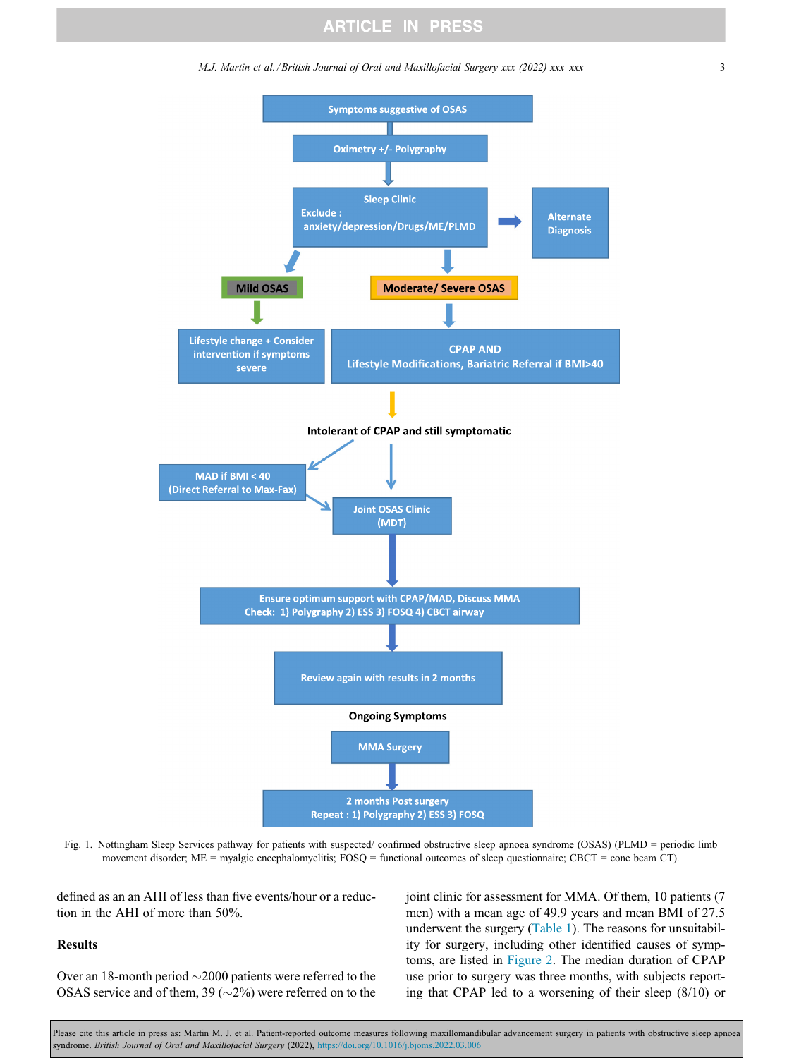Symptoms suggestive of OSAS

Oximetry +/- Polygraphy

Sleep Clinic
Exclude : anxiety/depression/Drugs/ME/PLMD

Alternate Diagnosis

Mild OSAS

Moderate/ Severe OSAS

Lifestyle change + Consider intervention if symptoms severe

CPAP AND
Lifestyle Modifications, Bariatric Referral if BMI>40

Intolerant of CPAP and still symptomatic

MAD if BMI < 40
(Direct Referral to Max-Fax)

Joint OSAS Clinic
(MDT)

Ensure optimum support with CPAP/MAD, Discuss MMA
Check: 1) Polygraphy 2) ESS 3) FOSQ 4) CBCT airway

Review again with results in 2 months

Ongoing Symptoms

MMA Surgery

2 months Post surgery
Repeat : 1) Polygraphy 2) ESS 3) FOSQ

Fig. 1. Nottingham Sleep Services pathway for patients with suspected/ confirmed obstructive sleep apnoea syndrome (OSAS) (PLMD = periodic limb movement disorder; ME = myalgic encephalomyelitis; FOSQ = functional outcomes of sleep questionnaire; CBCT = cone beam CT).

defined as an an AHI of less than five events/hour or a reduction in the AHI of more than 50%.

## Results

Over an 18-month period ~2000 patients were referred to the OSAS service and of them, 39 (~2%) were referred on to the joint clinic for assessment for MMA. Of them, 10 patients (7 men) with a mean age of 49.9 years and mean BMI of 27.5 underwent the surgery (Table 1). The reasons for unsuitability for surgery, including other identified causes of symptoms, are listed in Figure 2. The median duration of CPAP use prior to surgery was three months, with subjects reporting that CPAP led to a worsening of their sleep (8/10) or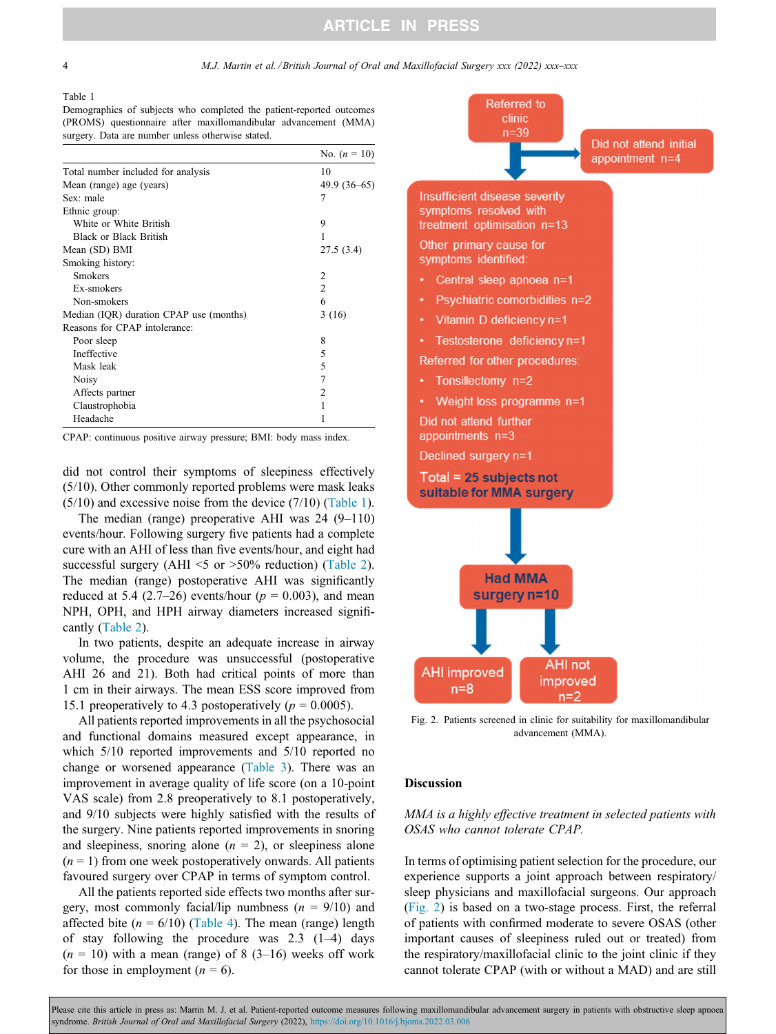Table 1

Demographics of subjects who completed the patient-reported outcomes (PROMS) questionnaire after maxillomandibular advancement (MMA) surgery. Data are number unless otherwise stated.

| | No. ($n$ = 10) |
|---|---|
| Total number included for analysis | 10 |
| Mean (range) age (years) | 49.9 (36–65) |
| Sex: male | 7 |
| Ethnic group: | |
| White or White British | 9 |
| Black or Black British | 1 |
| Mean (SD) BMI | 27.5 (3.4) |
| Smoking history: | |
| Smokers | 2 |
| Ex-smokers | 2 |
| Non-smokers | 6 |
| Median (IQR) duration CPAP use (months) | 3 (16) |
| Reasons for CPAP intolerance: | |
| Poor sleep | 8 |
| Ineffective | 5 |
| Mask leak | 5 |
| Noisy | 7 |
| Affects partner | 2 |
| Claustrophobia | 1 |
| Headache | 1 |

CPAP: continuous positive airway pressure; BMI: body mass index.

did not control their symptoms of sleepiness effectively (5/10). Other commonly reported problems were mask leaks (5/10) and excessive noise from the device (7/10) (Table 1).

The median (range) preoperative AHI was 24 (9–110) events/hour. Following surgery five patients had a complete cure with an AHI of less than five events/hour, and eight had successful surgery (AHI <5 or >50% reduction) (Table 2). The median (range) postoperative AHI was significantly reduced at 5.4 (2.7–26) events/hour ($p$ = 0.003), and mean NPH, OPH, and HPH airway diameters increased significantly (Table 2).

In two patients, despite an adequate increase in airway volume, the procedure was unsuccessful (postoperative AHI 26 and 21). Both had critical points of more than 1 cm in their airways. The mean ESS score improved from 15.1 preoperatively to 4.3 postoperatively ($p$ = 0.0005).

All patients reported improvements in all the psychosocial and functional domains measured except appearance, in which 5/10 reported improvements and 5/10 reported no change or worsened appearance (Table 3). There was an improvement in average quality of life score (on a 10-point VAS scale) from 2.8 preoperatively to 8.1 postoperatively, and 9/10 subjects were highly satisfied with the results of the surgery. Nine patients reported improvements in snoring and sleepiness, snoring alone ($n$ = 2), or sleepiness alone ($n$ = 1) from one week postoperatively onwards. All patients favoured surgery over CPAP in terms of symptom control.

All the patients reported side effects two months after surgery, most commonly facial/lip numbness ($n$ = 9/10) and affected bite ($n$ = 6/10) (Table 4). The mean (range) length of stay following the procedure was 2.3 (1–4) days ($n$ = 10) with a mean (range) of 8 (3–16) weeks off work for those in employment ($n$ = 6).

Referred to clinic n=39

Did not attend initial appointment n=4

Insufficient disease severity symptoms resolved with treatment optimisation n=13

Other primary cause for symptoms identified:

- Central sleep apnoea n=1
- Psychiatric comorbidities n=2
- Vitamin D deficiency n=1
- Testosterone deficiency n=1

Referred for other procedures:

- Tonsillectomy n=2
- Weight loss programme n=1

Did not attend further appointments n=3

Declined surgery n=1

**Total = 25 subjects not suitable for MMA surgery**

**Had MMA surgery n=10**

AHI improved n=8

AHI not improved n=2

Fig. 2. Patients screened in clinic for suitability for maxillomandibular advancement (MMA).

## Discussion

*MMA is a highly effective treatment in selected patients with OSAS who cannot tolerate CPAP.*

In terms of optimising patient selection for the procedure, our experience supports a joint approach between respiratory/sleep physicians and maxillofacial surgeons. Our approach (Fig. 2) is based on a two-stage process. First, the referral of patients with confirmed moderate to severe OSAS (other important causes of sleepiness ruled out or treated) from the respiratory/maxillofacial clinic to the joint clinic if they cannot tolerate CPAP (with or without a MAD) and are still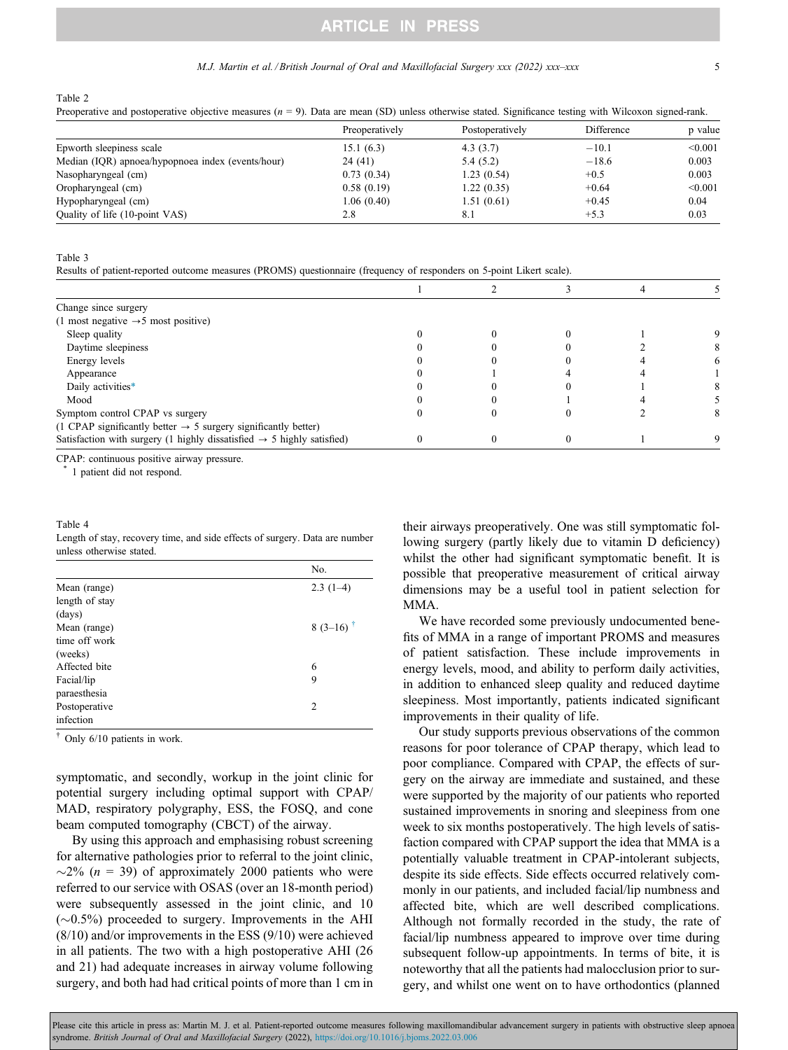Table 2
Preoperative and postoperative objective measures ($n$ = 9). Data are mean (SD) unless otherwise stated. Significance testing with Wilcoxon signed-rank.

| | Preoperatively | Postoperatively | Difference | p value |
|---|---|---|---|---|
| Epworth sleepiness scale | 15.1 (6.3) | 4.3 (3.7) | −10.1 | <0.001 |
| Median (IQR) apnoea/hypopnoea index (events/hour) | 24 (41) | 5.4 (5.2) | −18.6 | 0.003 |
| Nasopharyngeal (cm) | 0.73 (0.34) | 1.23 (0.54) | +0.5 | 0.003 |
| Oropharyngeal (cm) | 0.58 (0.19) | 1.22 (0.35) | +0.64 | <0.001 |
| Hypopharyngeal (cm) | 1.06 (0.40) | 1.51 (0.61) | +0.45 | 0.04 |
| Quality of life (10-point VAS) | 2.8 | 8.1 | +5.3 | 0.03 |

Table 3
Results of patient-reported outcome measures (PROMS) questionnaire (frequency of responders on 5-point Likert scale).

| | 1 | 2 | 3 | 4 | 5 |
|---|---|---|---|---|---|
| Change since surgery | | | | | |
| (1 most negative →5 most positive) | | | | | |
| Sleep quality | 0 | 0 | 0 | 1 | 9 |
| Daytime sleepiness | 0 | 0 | 0 | 2 | 8 |
| Energy levels | 0 | 0 | 0 | 4 | 6 |
| Appearance | 0 | 1 | 4 | 4 | 1 |
| Daily activities* | 0 | 0 | 0 | 1 | 8 |
| Mood | 0 | 0 | 1 | 4 | 5 |
| Symptom control CPAP vs surgery | 0 | 0 | 0 | 2 | 8 |
| (1 CPAP significantly better → 5 surgery significantly better) | | | | | |
| Satisfaction with surgery (1 highly dissatisfied → 5 highly satisfied) | 0 | 0 | 0 | 1 | 9 |

CPAP: continuous positive airway pressure.
\* 1 patient did not respond.

Table 4
Length of stay, recovery time, and side effects of surgery. Data are number unless otherwise stated.

| | No. |
|---|---|
| Mean (range) length of stay (days) | 2.3 (1–4) |
| Mean (range) time off work (weeks) | 8 (3–16) † |
| Affected bite | 6 |
| Facial/lip paraesthesia | 9 |
| Postoperative infection | 2 |

† Only 6/10 patients in work.

symptomatic, and secondly, workup in the joint clinic for potential surgery including optimal support with CPAP/MAD, respiratory polygraphy, ESS, the FOSQ, and cone beam computed tomography (CBCT) of the airway.

By using this approach and emphasising robust screening for alternative pathologies prior to referral to the joint clinic, ∼2% ($n$ = 39) of approximately 2000 patients who were referred to our service with OSAS (over an 18-month period) were subsequently assessed in the joint clinic, and 10 (∼0.5%) proceeded to surgery. Improvements in the AHI (8/10) and/or improvements in the ESS (9/10) were achieved in all patients. The two with a high postoperative AHI (26 and 21) had adequate increases in airway volume following surgery, and both had had critical points of more than 1 cm in their airways preoperatively. One was still symptomatic following surgery (partly likely due to vitamin D deficiency) whilst the other had significant symptomatic benefit. It is possible that preoperative measurement of critical airway dimensions may be a useful tool in patient selection for MMA.

We have recorded some previously undocumented benefits of MMA in a range of important PROMS and measures of patient satisfaction. These include improvements in energy levels, mood, and ability to perform daily activities, in addition to enhanced sleep quality and reduced daytime sleepiness. Most importantly, patients indicated significant improvements in their quality of life.

Our study supports previous observations of the common reasons for poor tolerance of CPAP therapy, which lead to poor compliance. Compared with CPAP, the effects of surgery on the airway are immediate and sustained, and these were supported by the majority of our patients who reported sustained improvements in snoring and sleepiness from one week to six months postoperatively. The high levels of satisfaction compared with CPAP support the idea that MMA is a potentially valuable treatment in CPAP-intolerant subjects, despite its side effects. Side effects occurred relatively commonly in our patients, and included facial/lip numbness and affected bite, which are well described complications. Although not formally recorded in the study, the rate of facial/lip numbness appeared to improve over time during subsequent follow-up appointments. In terms of bite, it is noteworthy that all the patients had malocclusion prior to surgery, and whilst one went on to have orthodontics (planned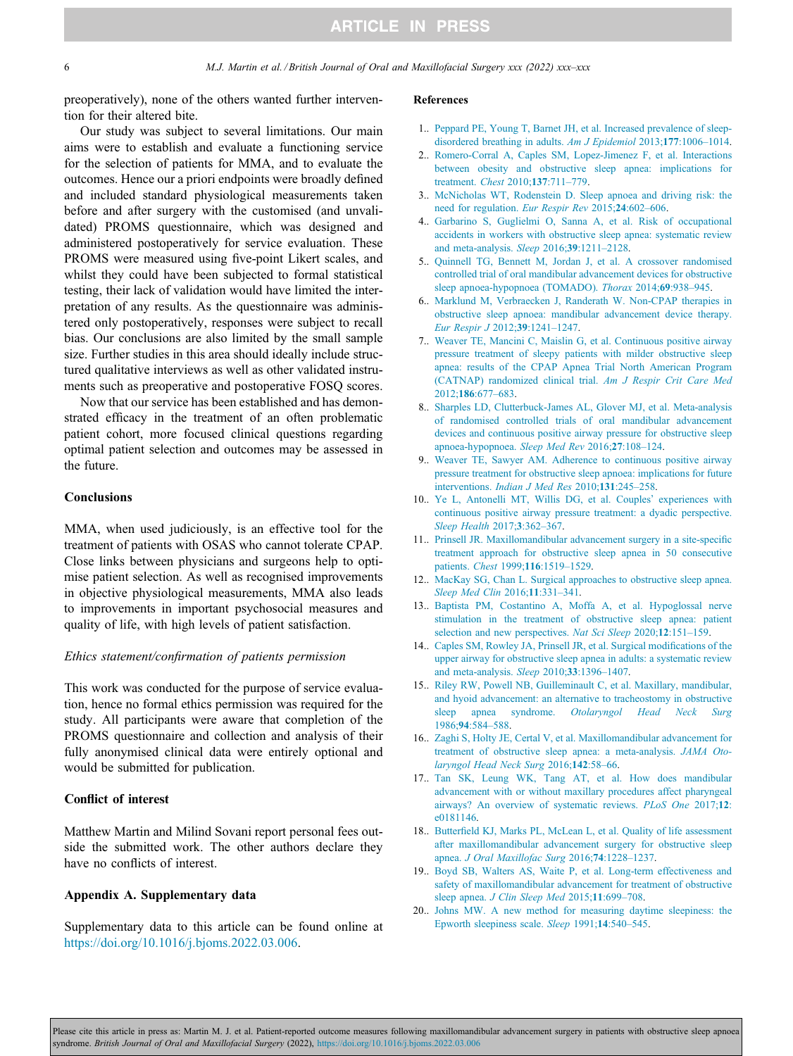preoperatively), none of the others wanted further intervention for their altered bite.

Our study was subject to several limitations. Our main aims were to establish and evaluate a functioning service for the selection of patients for MMA, and to evaluate the outcomes. Hence our a priori endpoints were broadly defined and included standard physiological measurements taken before and after surgery with the customised (and unvalidated) PROMS questionnaire, which was designed and administered postoperatively for service evaluation. These PROMS were measured using five-point Likert scales, and whilst they could have been subjected to formal statistical testing, their lack of validation would have limited the interpretation of any results. As the questionnaire was administered only postoperatively, responses were subject to recall bias. Our conclusions are also limited by the small sample size. Further studies in this area should ideally include structured qualitative interviews as well as other validated instruments such as preoperative and postoperative FOSQ scores.

Now that our service has been established and has demonstrated efficacy in the treatment of an often problematic patient cohort, more focused clinical questions regarding optimal patient selection and outcomes may be assessed in the future.

## Conclusions

MMA, when used judiciously, is an effective tool for the treatment of patients with OSAS who cannot tolerate CPAP. Close links between physicians and surgeons help to optimise patient selection. As well as recognised improvements in objective physiological measurements, MMA also leads to improvements in important psychosocial measures and quality of life, with high levels of patient satisfaction.

### *Ethics statement/confirmation of patients permission*

This work was conducted for the purpose of service evaluation, hence no formal ethics permission was required for the study. All participants were aware that completion of the PROMS questionnaire and collection and analysis of their fully anonymised clinical data were entirely optional and would be submitted for publication.

## Conflict of interest

Matthew Martin and Milind Sovani report personal fees outside the submitted work. The other authors declare they have no conflicts of interest.

## Appendix A. Supplementary data

Supplementary data to this article can be found online at https://doi.org/10.1016/j.bjoms.2022.03.006.

## References

1. Peppard PE, Young T, Barnet JH, et al. Increased prevalence of sleep-disordered breathing in adults. *Am J Epidemiol* 2013;**177**:1006–1014.
2. Romero-Corral A, Caples SM, Lopez-Jimenez F, et al. Interactions between obesity and obstructive sleep apnea: implications for treatment. *Chest* 2010;**137**:711–779.
3. McNicholas WT, Rodenstein D. Sleep apnoea and driving risk: the need for regulation. *Eur Respir Rev* 2015;**24**:602–606.
4. Garbarino S, Guglielmi O, Sanna A, et al. Risk of occupational accidents in workers with obstructive sleep apnea: systematic review and meta-analysis. *Sleep* 2016;**39**:1211–2128.
5. Quinnell TG, Bennett M, Jordan J, et al. A crossover randomised controlled trial of oral mandibular advancement devices for obstructive sleep apnoea-hypopnoea (TOMADO). *Thorax* 2014;**69**:938–945.
6. Marklund M, Verbraecken J, Randerath W. Non-CPAP therapies in obstructive sleep apnoea: mandibular advancement device therapy. *Eur Respir J* 2012;**39**:1241–1247.
7. Weaver TE, Mancini C, Maislin G, et al. Continuous positive airway pressure treatment of sleepy patients with milder obstructive sleep apnea: results of the CPAP Apnea Trial North American Program (CATNAP) randomized clinical trial. *Am J Respir Crit Care Med* 2012;**186**:677–683.
8. Sharples LD, Clutterbuck-James AL, Glover MJ, et al. Meta-analysis of randomised controlled trials of oral mandibular advancement devices and continuous positive airway pressure for obstructive sleep apnoea-hypopnoea. *Sleep Med Rev* 2016;**27**:108–124.
9. Weaver TE, Sawyer AM. Adherence to continuous positive airway pressure treatment for obstructive sleep apnoea: implications for future interventions. *Indian J Med Res* 2010;**131**:245–258.
10. Ye L, Antonelli MT, Willis DG, et al. Couples' experiences with continuous positive airway pressure treatment: a dyadic perspective. *Sleep Health* 2017;**3**:362–367.
11. Prinsell JR. Maxillomandibular advancement surgery in a site-specific treatment approach for obstructive sleep apnea in 50 consecutive patients. *Chest* 1999;**116**:1519–1529.
12. MacKay SG, Chan L. Surgical approaches to obstructive sleep apnea. *Sleep Med Clin* 2016;**11**:331–341.
13. Baptista PM, Costantino A, Moffa A, et al. Hypoglossal nerve stimulation in the treatment of obstructive sleep apnea: patient selection and new perspectives. *Nat Sci Sleep* 2020;**12**:151–159.
14. Caples SM, Rowley JA, Prinsell JR, et al. Surgical modifications of the upper airway for obstructive sleep apnea in adults: a systematic review and meta-analysis. *Sleep* 2010;**33**:1396–1407.
15. Riley RW, Powell NB, Guilleminault C, et al. Maxillary, mandibular, and hyoid advancement: an alternative to tracheostomy in obstructive sleep apnea syndrome. *Otolaryngol Head Neck Surg* 1986;**94**:584–588.
16. Zaghi S, Holty JE, Certal V, et al. Maxillomandibular advancement for treatment of obstructive sleep apnea: a meta-analysis. *JAMA Otolaryngol Head Neck Surg* 2016;**142**:58–66.
17. Tan SK, Leung WK, Tang AT, et al. How does mandibular advancement with or without maxillary procedures affect pharyngeal airways? An overview of systematic reviews. *PLoS One* 2017;**12**:e0181146.
18. Butterfield KJ, Marks PL, McLean L, et al. Quality of life assessment after maxillomandibular advancement surgery for obstructive sleep apnea. *J Oral Maxillofac Surg* 2016;**74**:1228–1237.
19. Boyd SB, Walters AS, Waite P, et al. Long-term effectiveness and safety of maxillomandibular advancement for treatment of obstructive sleep apnea. *J Clin Sleep Med* 2015;**11**:699–708.
20. Johns MW. A new method for measuring daytime sleepiness: the Epworth sleepiness scale. *Sleep* 1991;**14**:540–545.